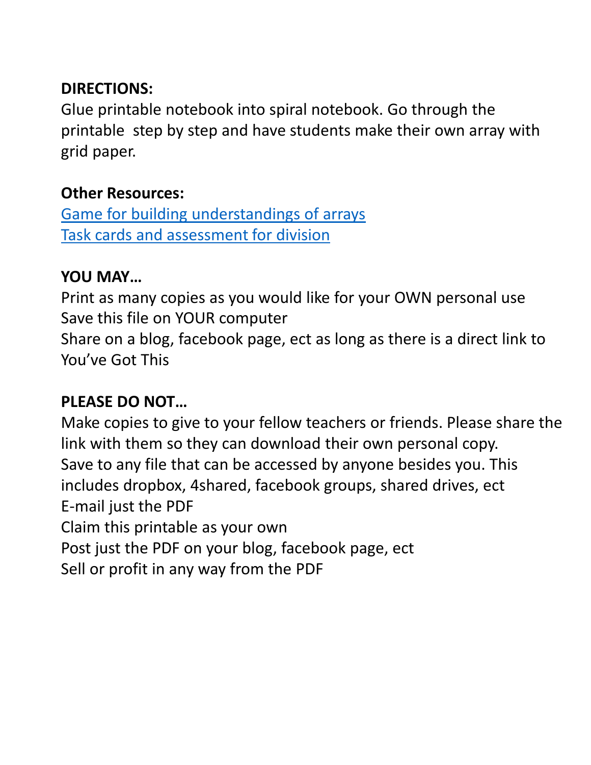**DIRECTIONS:**
Glue printable notebook into spiral notebook. Go through the printable  step by step and have students make their own array with grid paper.

**Other Resources:**
Game for building understandings of arrays
Task cards and assessment for division

**YOU MAY…**
Print as many copies as you would like for your OWN personal use
Save this file on YOUR computer
Share on a blog, facebook page, ect as long as there is a direct link to You've Got This

**PLEASE DO NOT…**
Make copies to give to your fellow teachers or friends. Please share the link with them so they can download their own personal copy.
Save to any file that can be accessed by anyone besides you. This includes dropbox, 4shared, facebook groups, shared drives, ect
E-mail just the PDF
Claim this printable as your own
Post just the PDF on your blog, facebook page, ect
Sell or profit in any way from the PDF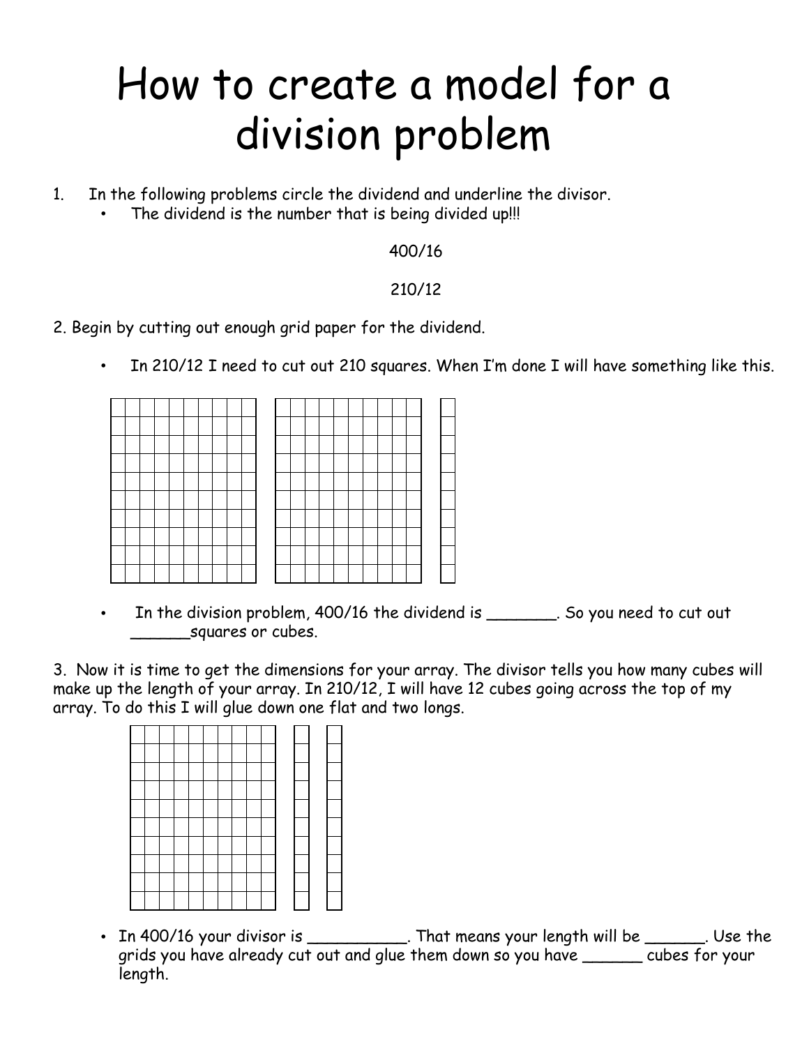# How to create a model for a division problem

1. In the following problems circle the dividend and underline the divisor.
   - The dividend is the number that is being divided up!!!

400/16

210/12

2. Begin by cutting out enough grid paper for the dividend.

   - In 210/12 I need to cut out 210 squares. When I'm done I will have something like this.

   - In the division problem, 400/16 the dividend is _______. So you need to cut out ______squares or cubes.

3. Now it is time to get the dimensions for your array. The divisor tells you how many cubes will make up the length of your array. In 210/12, I will have 12 cubes going across the top of my array. To do this I will glue down one flat and two longs.

   - In 400/16 your divisor is __________. That means your length will be ______. Use the grids you have already cut out and glue them down so you have ______ cubes for your length.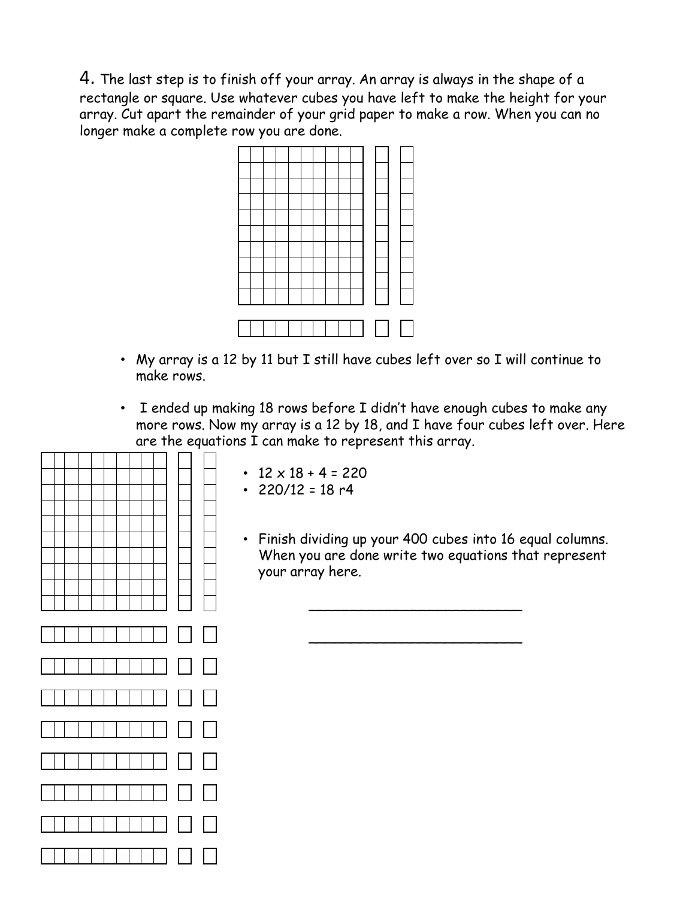4. The last step is to finish off your array. An array is always in the shape of a rectangle or square. Use whatever cubes you have left to make the height for your array. Cut apart the remainder of your grid paper to make a row. When you can no longer make a complete row you are done.

- My array is a 12 by 11 but I still have cubes left over so I will continue to make rows.
- I ended up making 18 rows before I didn't have enough cubes to make any more rows. Now my array is a 12 by 18, and I have four cubes left over. Here are the equations I can make to represent this array.

- $12 \times 18 + 4 = 220$
- $220/12 = 18$ r4

- Finish dividing up your 400 cubes into 16 equal columns. When you are done write two equations that represent your array here.

\_\_\_\_\_\_\_\_\_\_\_\_\_\_\_\_\_\_\_\_\_\_\_\_\_\_

\_\_\_\_\_\_\_\_\_\_\_\_\_\_\_\_\_\_\_\_\_\_\_\_\_\_